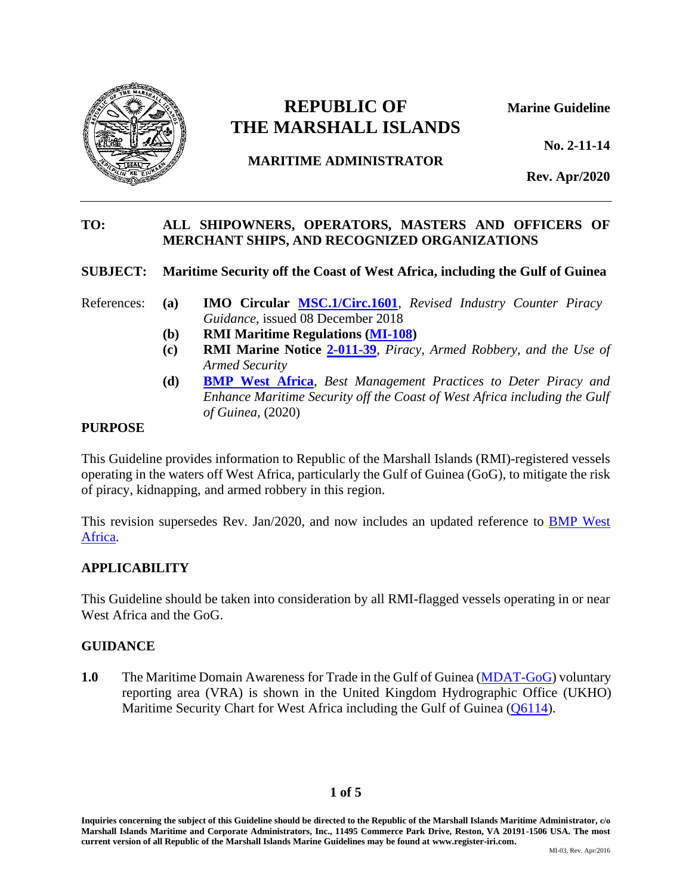# REPUBLIC OF THE MARSHALL ISLANDS

**MARITIME ADMINISTRATOR**

**Marine Guideline**

**No. 2-11-14**

**Rev. Apr/2020**

---

**TO:** **ALL SHIPOWNERS, OPERATORS, MASTERS AND OFFICERS OF MERCHANT SHIPS, AND RECOGNIZED ORGANIZATIONS**

**SUBJECT:** **Maritime Security off the Coast of West Africa, including the Gulf of Guinea**

References:

- **(a)** **IMO Circular MSC.1/Circ.1601**, *Revised Industry Counter Piracy Guidance*, issued 08 December 2018
- **(b)** **RMI Maritime Regulations (MI-108)**
- **(c)** **RMI Marine Notice 2-011-39**, *Piracy, Armed Robbery, and the Use of Armed Security*
- **(d)** **BMP West Africa**, *Best Management Practices to Deter Piracy and Enhance Maritime Security off the Coast of West Africa including the Gulf of Guinea*, (2020)

## PURPOSE

This Guideline provides information to Republic of the Marshall Islands (RMI)-registered vessels operating in the waters off West Africa, particularly the Gulf of Guinea (GoG), to mitigate the risk of piracy, kidnapping, and armed robbery in this region.

This revision supersedes Rev. Jan/2020, and now includes an updated reference to BMP West Africa.

## APPLICABILITY

This Guideline should be taken into consideration by all RMI-flagged vessels operating in or near West Africa and the GoG.

## GUIDANCE

**1.0** The Maritime Domain Awareness for Trade in the Gulf of Guinea (MDAT-GoG) voluntary reporting area (VRA) is shown in the United Kingdom Hydrographic Office (UKHO) Maritime Security Chart for West Africa including the Gulf of Guinea (Q6114).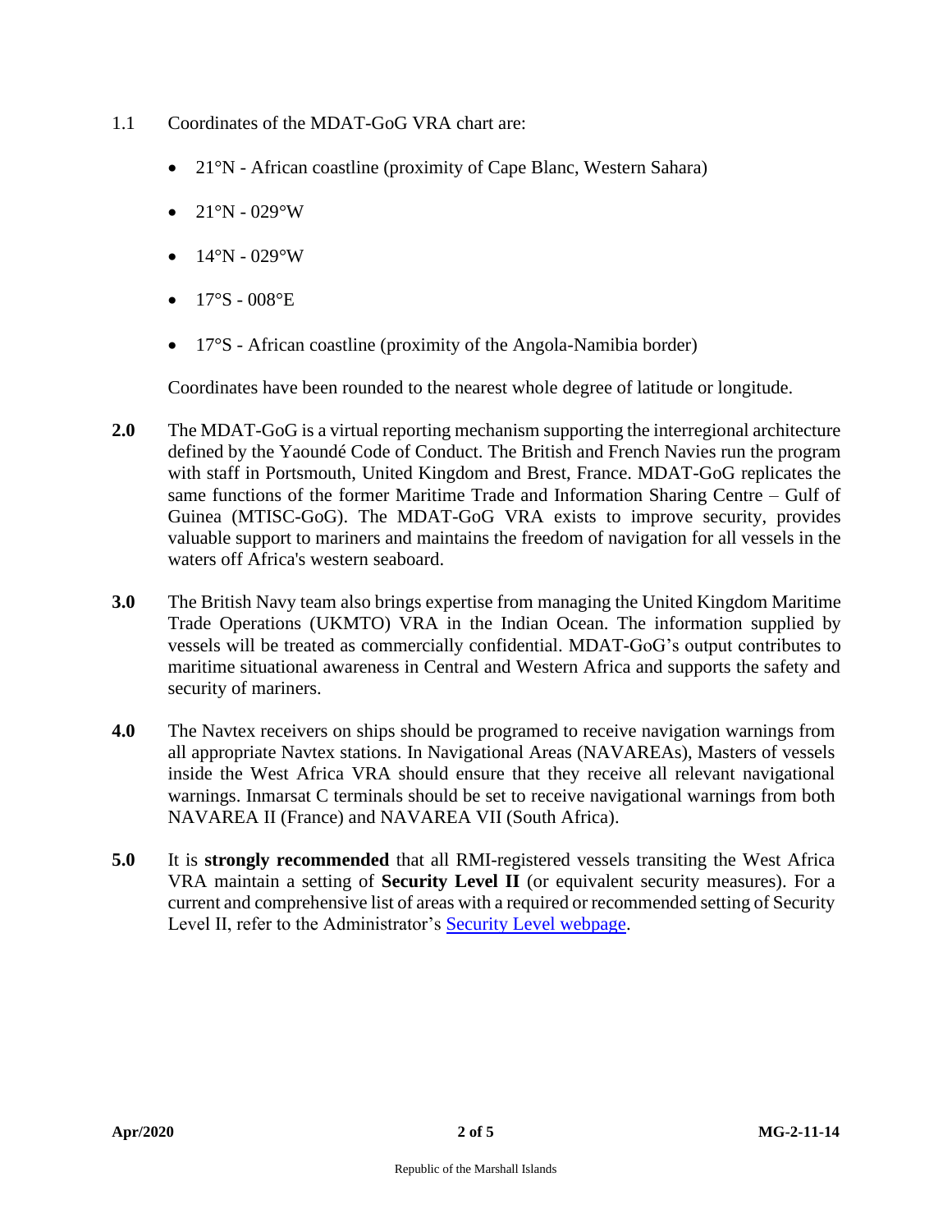1.1 Coordinates of the MDAT-GoG VRA chart are:

- 21°N - African coastline (proximity of Cape Blanc, Western Sahara)
- 21°N - 029°W
- 14°N - 029°W
- 17°S - 008°E
- 17°S - African coastline (proximity of the Angola-Namibia border)

Coordinates have been rounded to the nearest whole degree of latitude or longitude.

**2.0** The MDAT-GoG is a virtual reporting mechanism supporting the interregional architecture defined by the Yaoundé Code of Conduct. The British and French Navies run the program with staff in Portsmouth, United Kingdom and Brest, France. MDAT-GoG replicates the same functions of the former Maritime Trade and Information Sharing Centre – Gulf of Guinea (MTISC-GoG). The MDAT-GoG VRA exists to improve security, provides valuable support to mariners and maintains the freedom of navigation for all vessels in the waters off Africa's western seaboard.

**3.0** The British Navy team also brings expertise from managing the United Kingdom Maritime Trade Operations (UKMTO) VRA in the Indian Ocean. The information supplied by vessels will be treated as commercially confidential. MDAT-GoG's output contributes to maritime situational awareness in Central and Western Africa and supports the safety and security of mariners.

**4.0** The Navtex receivers on ships should be programed to receive navigation warnings from all appropriate Navtex stations. In Navigational Areas (NAVAREAs), Masters of vessels inside the West Africa VRA should ensure that they receive all relevant navigational warnings. Inmarsat C terminals should be set to receive navigational warnings from both NAVAREA II (France) and NAVAREA VII (South Africa).

**5.0** It is **strongly recommended** that all RMI-registered vessels transiting the West Africa VRA maintain a setting of **Security Level II** (or equivalent security measures). For a current and comprehensive list of areas with a required or recommended setting of Security Level II, refer to the Administrator's Security Level webpage.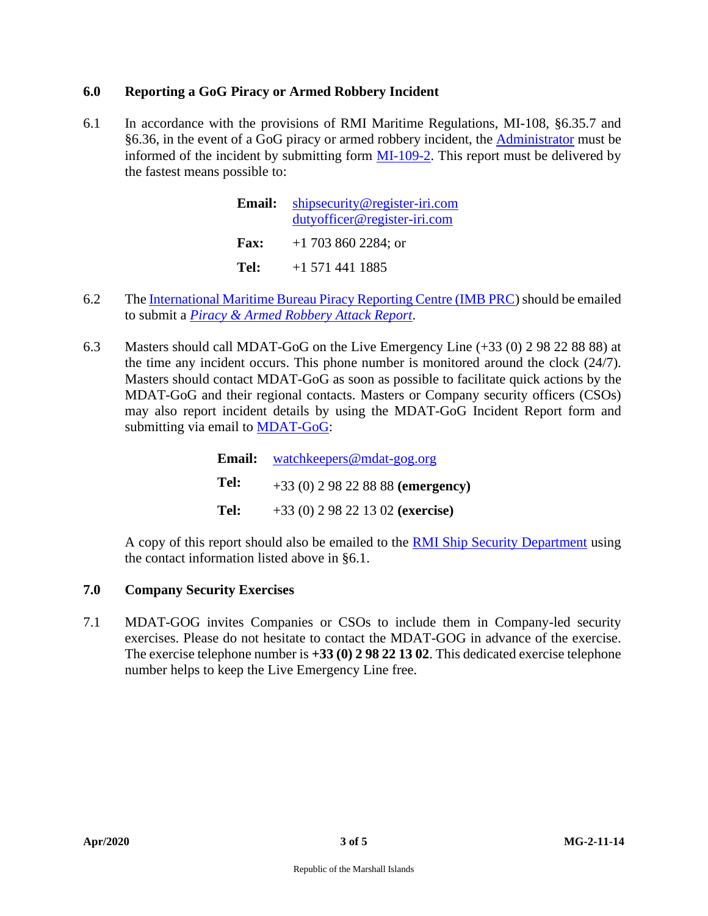## 6.0 Reporting a GoG Piracy or Armed Robbery Incident

6.1 In accordance with the provisions of RMI Maritime Regulations, MI-108, §6.35.7 and §6.36, in the event of a GoG piracy or armed robbery incident, the Administrator must be informed of the incident by submitting form MI-109-2. This report must be delivered by the fastest means possible to:

| | |
|---|---|
| **Email:** | shipsecurity@register-iri.com<br>dutyofficer@register-iri.com |
| **Fax:** | +1 703 860 2284; or |
| **Tel:** | +1 571 441 1885 |

6.2 The International Maritime Bureau Piracy Reporting Centre (IMB PRC) should be emailed to submit a *Piracy & Armed Robbery Attack Report*.

6.3 Masters should call MDAT-GoG on the Live Emergency Line (+33 (0) 2 98 22 88 88) at the time any incident occurs. This phone number is monitored around the clock (24/7). Masters should contact MDAT-GoG as soon as possible to facilitate quick actions by the MDAT-GoG and their regional contacts. Masters or Company security officers (CSOs) may also report incident details by using the MDAT-GoG Incident Report form and submitting via email to MDAT-GoG:

| | |
|---|---|
| **Email:** | watchkeepers@mdat-gog.org |
| **Tel:** | +33 (0) 2 98 22 88 88 **(emergency)** |
| **Tel:** | +33 (0) 2 98 22 13 02 **(exercise)** |

A copy of this report should also be emailed to the RMI Ship Security Department using the contact information listed above in §6.1.

## 7.0 Company Security Exercises

7.1 MDAT-GOG invites Companies or CSOs to include them in Company-led security exercises. Please do not hesitate to contact the MDAT-GOG in advance of the exercise. The exercise telephone number is **+33 (0) 2 98 22 13 02**. This dedicated exercise telephone number helps to keep the Live Emergency Line free.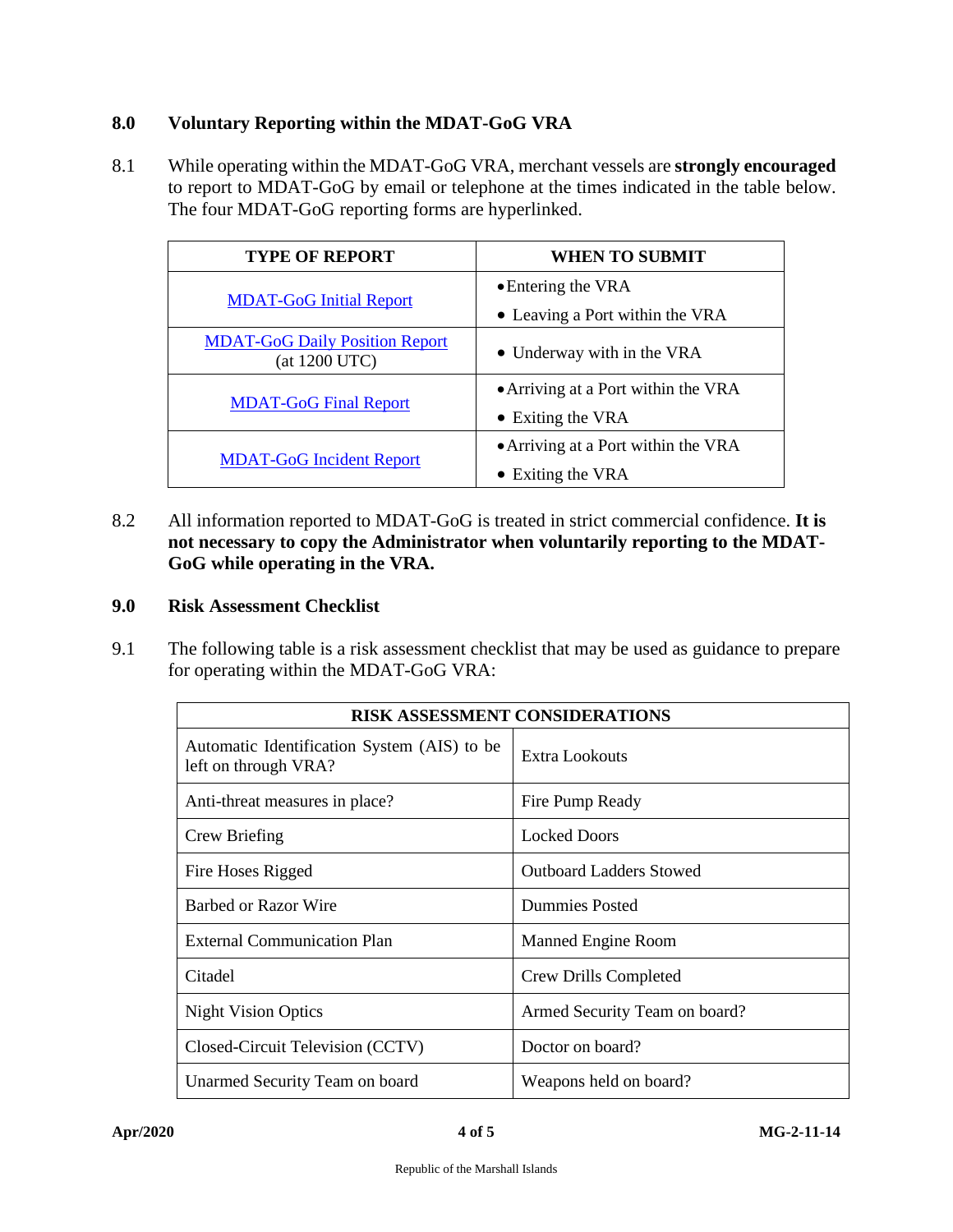## 8.0 Voluntary Reporting within the MDAT-GoG VRA

8.1 While operating within the MDAT-GoG VRA, merchant vessels are **strongly encouraged** to report to MDAT-GoG by email or telephone at the times indicated in the table below. The four MDAT-GoG reporting forms are hyperlinked.

| TYPE OF REPORT | WHEN TO SUBMIT |
|---|---|
| MDAT-GoG Initial Report | • Entering the VRA<br>• Leaving a Port within the VRA |
| MDAT-GoG Daily Position Report (at 1200 UTC) | • Underway with in the VRA |
| MDAT-GoG Final Report | • Arriving at a Port within the VRA<br>• Exiting the VRA |
| MDAT-GoG Incident Report | • Arriving at a Port within the VRA<br>• Exiting the VRA |

8.2 All information reported to MDAT-GoG is treated in strict commercial confidence. **It is not necessary to copy the Administrator when voluntarily reporting to the MDAT-GoG while operating in the VRA.**

## 9.0 Risk Assessment Checklist

9.1 The following table is a risk assessment checklist that may be used as guidance to prepare for operating within the MDAT-GoG VRA:

| RISK ASSESSMENT CONSIDERATIONS | |
|---|---|
| Automatic Identification System (AIS) to be left on through VRA? | Extra Lookouts |
| Anti-threat measures in place? | Fire Pump Ready |
| Crew Briefing | Locked Doors |
| Fire Hoses Rigged | Outboard Ladders Stowed |
| Barbed or Razor Wire | Dummies Posted |
| External Communication Plan | Manned Engine Room |
| Citadel | Crew Drills Completed |
| Night Vision Optics | Armed Security Team on board? |
| Closed-Circuit Television (CCTV) | Doctor on board? |
| Unarmed Security Team on board | Weapons held on board? |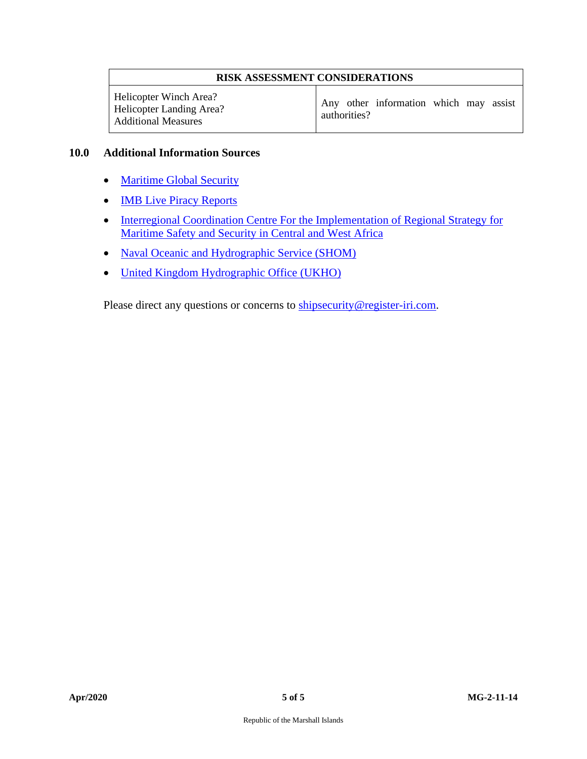| RISK ASSESSMENT CONSIDERATIONS | |
|---|---|
| Helicopter Winch Area?<br>Helicopter Landing Area?<br>Additional Measures | Any other information which may assist authorities? |

## 10.0 Additional Information Sources

- Maritime Global Security
- IMB Live Piracy Reports
- Interregional Coordination Centre For the Implementation of Regional Strategy for Maritime Safety and Security in Central and West Africa
- Naval Oceanic and Hydrographic Service (SHOM)
- United Kingdom Hydrographic Office (UKHO)

Please direct any questions or concerns to shipsecurity@register-iri.com.